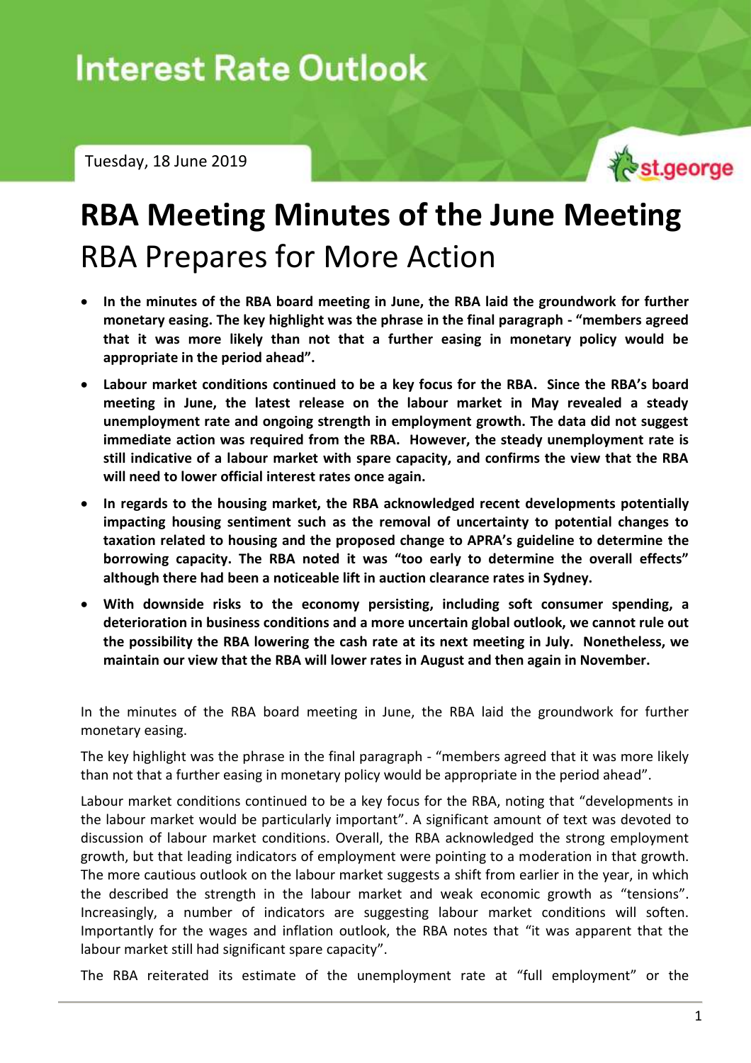# Interest Rate Outlook

Tuesday, 18 June 2019

# RBA Meeting Minutes of the June Meeting

## RBA Prepares for More Action

- **In the minutes of the RBA board meeting in June, the RBA laid the groundwork for further monetary easing. The key highlight was the phrase in the final paragraph - "members agreed that it was more likely than not that a further easing in monetary policy would be appropriate in the period ahead".**
- **Labour market conditions continued to be a key focus for the RBA. Since the RBA's board meeting in June, the latest release on the labour market in May revealed a steady unemployment rate and ongoing strength in employment growth. The data did not suggest immediate action was required from the RBA. However, the steady unemployment rate is still indicative of a labour market with spare capacity, and confirms the view that the RBA will need to lower official interest rates once again.**
- **In regards to the housing market, the RBA acknowledged recent developments potentially impacting housing sentiment such as the removal of uncertainty to potential changes to taxation related to housing and the proposed change to APRA's guideline to determine the borrowing capacity. The RBA noted it was "too early to determine the overall effects" although there had been a noticeable lift in auction clearance rates in Sydney.**
- **With downside risks to the economy persisting, including soft consumer spending, a deterioration in business conditions and a more uncertain global outlook, we cannot rule out the possibility the RBA lowering the cash rate at its next meeting in July. Nonetheless, we maintain our view that the RBA will lower rates in August and then again in November.**

In the minutes of the RBA board meeting in June, the RBA laid the groundwork for further monetary easing.

The key highlight was the phrase in the final paragraph - "members agreed that it was more likely than not that a further easing in monetary policy would be appropriate in the period ahead".

Labour market conditions continued to be a key focus for the RBA, noting that "developments in the labour market would be particularly important". A significant amount of text was devoted to discussion of labour market conditions. Overall, the RBA acknowledged the strong employment growth, but that leading indicators of employment were pointing to a moderation in that growth. The more cautious outlook on the labour market suggests a shift from earlier in the year, in which the described the strength in the labour market and weak economic growth as "tensions". Increasingly, a number of indicators are suggesting labour market conditions will soften. Importantly for the wages and inflation outlook, the RBA notes that "it was apparent that the labour market still had significant spare capacity".

The RBA reiterated its estimate of the unemployment rate at "full employment" or the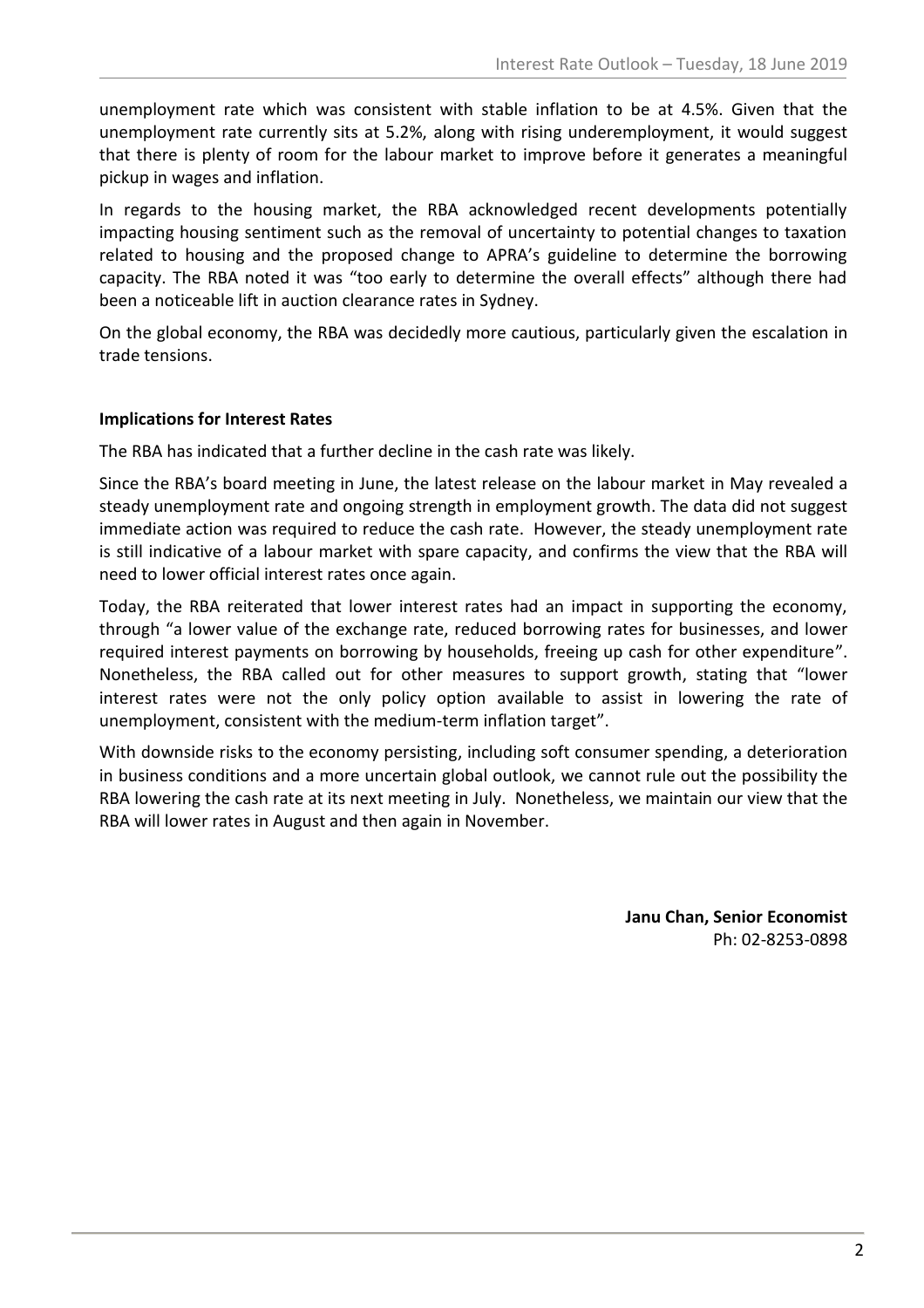unemployment rate which was consistent with stable inflation to be at 4.5%. Given that the unemployment rate currently sits at 5.2%, along with rising underemployment, it would suggest that there is plenty of room for the labour market to improve before it generates a meaningful pickup in wages and inflation.

In regards to the housing market, the RBA acknowledged recent developments potentially impacting housing sentiment such as the removal of uncertainty to potential changes to taxation related to housing and the proposed change to APRA's guideline to determine the borrowing capacity. The RBA noted it was "too early to determine the overall effects" although there had been a noticeable lift in auction clearance rates in Sydney.

On the global economy, the RBA was decidedly more cautious, particularly given the escalation in trade tensions.

**Implications for Interest Rates**

The RBA has indicated that a further decline in the cash rate was likely.

Since the RBA's board meeting in June, the latest release on the labour market in May revealed a steady unemployment rate and ongoing strength in employment growth. The data did not suggest immediate action was required to reduce the cash rate. However, the steady unemployment rate is still indicative of a labour market with spare capacity, and confirms the view that the RBA will need to lower official interest rates once again.

Today, the RBA reiterated that lower interest rates had an impact in supporting the economy, through "a lower value of the exchange rate, reduced borrowing rates for businesses, and lower required interest payments on borrowing by households, freeing up cash for other expenditure". Nonetheless, the RBA called out for other measures to support growth, stating that "lower interest rates were not the only policy option available to assist in lowering the rate of unemployment, consistent with the medium-term inflation target".

With downside risks to the economy persisting, including soft consumer spending, a deterioration in business conditions and a more uncertain global outlook, we cannot rule out the possibility the RBA lowering the cash rate at its next meeting in July. Nonetheless, we maintain our view that the RBA will lower rates in August and then again in November.

**Janu Chan, Senior Economist**
Ph: 02-8253-0898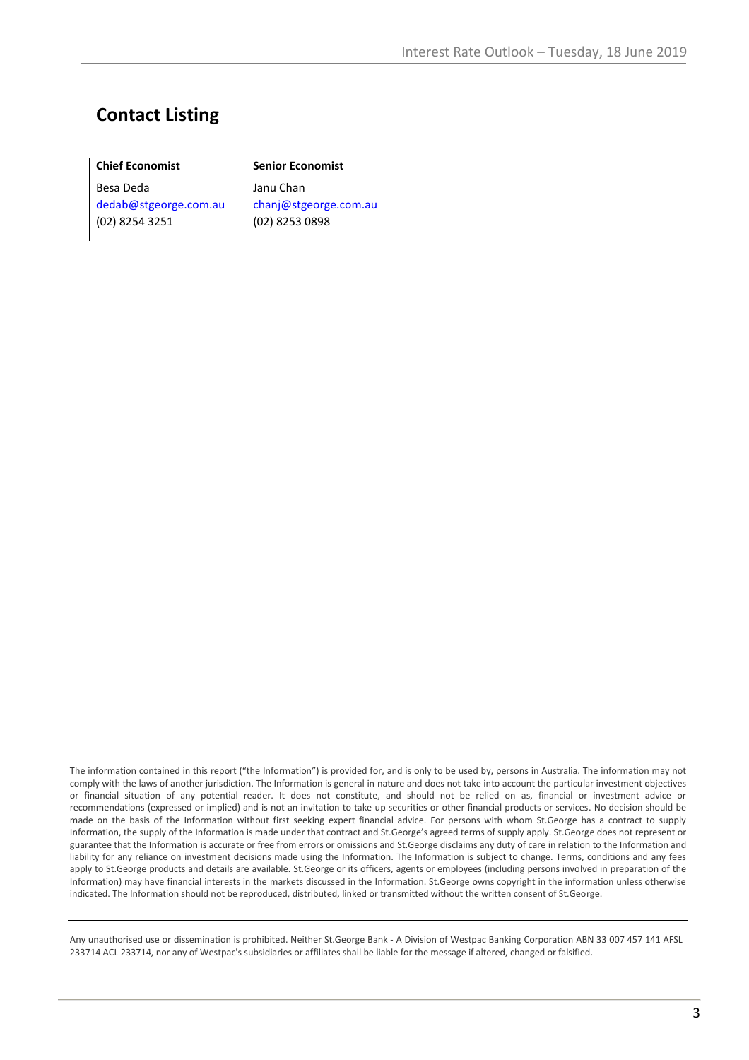## Contact Listing

**Chief Economist**

Besa Deda
dedab@stgeorge.com.au
(02) 8254 3251

**Senior Economist**

Janu Chan
chanj@stgeorge.com.au
(02) 8253 0898

The information contained in this report ("the Information") is provided for, and is only to be used by, persons in Australia. The information may not comply with the laws of another jurisdiction. The Information is general in nature and does not take into account the particular investment objectives or financial situation of any potential reader. It does not constitute, and should not be relied on as, financial or investment advice or recommendations (expressed or implied) and is not an invitation to take up securities or other financial products or services. No decision should be made on the basis of the Information without first seeking expert financial advice. For persons with whom St.George has a contract to supply Information, the supply of the Information is made under that contract and St.George's agreed terms of supply apply. St.George does not represent or guarantee that the Information is accurate or free from errors or omissions and St.George disclaims any duty of care in relation to the Information and liability for any reliance on investment decisions made using the Information. The Information is subject to change. Terms, conditions and any fees apply to St.George products and details are available. St.George or its officers, agents or employees (including persons involved in preparation of the Information) may have financial interests in the markets discussed in the Information. St.George owns copyright in the information unless otherwise indicated. The Information should not be reproduced, distributed, linked or transmitted without the written consent of St.George.

---

Any unauthorised use or dissemination is prohibited. Neither St.George Bank - A Division of Westpac Banking Corporation ABN 33 007 457 141 AFSL 233714 ACL 233714, nor any of Westpac's subsidiaries or affiliates shall be liable for the message if altered, changed or falsified.